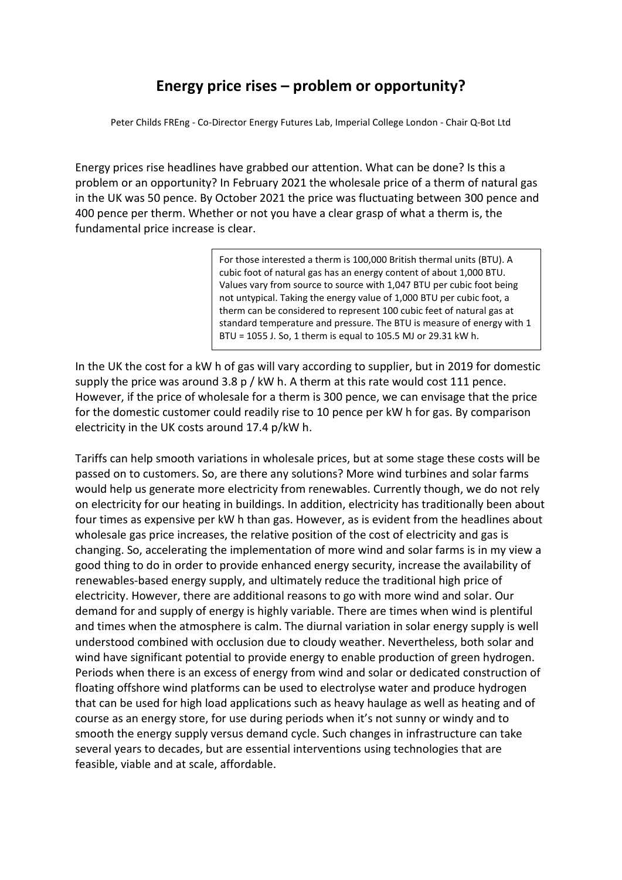# Energy price rises – problem or opportunity?

Peter Childs FREng - Co-Director Energy Futures Lab, Imperial College London - Chair Q-Bot Ltd

Energy prices rise headlines have grabbed our attention. What can be done? Is this a problem or an opportunity? In February 2021 the wholesale price of a therm of natural gas in the UK was 50 pence. By October 2021 the price was fluctuating between 300 pence and 400 pence per therm. Whether or not you have a clear grasp of what a therm is, the fundamental price increase is clear.

> For those interested a therm is 100,000 British thermal units (BTU). A cubic foot of natural gas has an energy content of about 1,000 BTU. Values vary from source to source with 1,047 BTU per cubic foot being not untypical. Taking the energy value of 1,000 BTU per cubic foot, a therm can be considered to represent 100 cubic feet of natural gas at standard temperature and pressure. The BTU is measure of energy with 1 BTU = 1055 J. So, 1 therm is equal to 105.5 MJ or 29.31 kW h.

In the UK the cost for a kW h of gas will vary according to supplier, but in 2019 for domestic supply the price was around 3.8 p / kW h. A therm at this rate would cost 111 pence. However, if the price of wholesale for a therm is 300 pence, we can envisage that the price for the domestic customer could readily rise to 10 pence per kW h for gas. By comparison electricity in the UK costs around 17.4 p/kW h.

Tariffs can help smooth variations in wholesale prices, but at some stage these costs will be passed on to customers. So, are there any solutions? More wind turbines and solar farms would help us generate more electricity from renewables. Currently though, we do not rely on electricity for our heating in buildings. In addition, electricity has traditionally been about four times as expensive per kW h than gas. However, as is evident from the headlines about wholesale gas price increases, the relative position of the cost of electricity and gas is changing. So, accelerating the implementation of more wind and solar farms is in my view a good thing to do in order to provide enhanced energy security, increase the availability of renewables-based energy supply, and ultimately reduce the traditional high price of electricity. However, there are additional reasons to go with more wind and solar. Our demand for and supply of energy is highly variable. There are times when wind is plentiful and times when the atmosphere is calm. The diurnal variation in solar energy supply is well understood combined with occlusion due to cloudy weather. Nevertheless, both solar and wind have significant potential to provide energy to enable production of green hydrogen. Periods when there is an excess of energy from wind and solar or dedicated construction of floating offshore wind platforms can be used to electrolyse water and produce hydrogen that can be used for high load applications such as heavy haulage as well as heating and of course as an energy store, for use during periods when it's not sunny or windy and to smooth the energy supply versus demand cycle. Such changes in infrastructure can take several years to decades, but are essential interventions using technologies that are feasible, viable and at scale, affordable.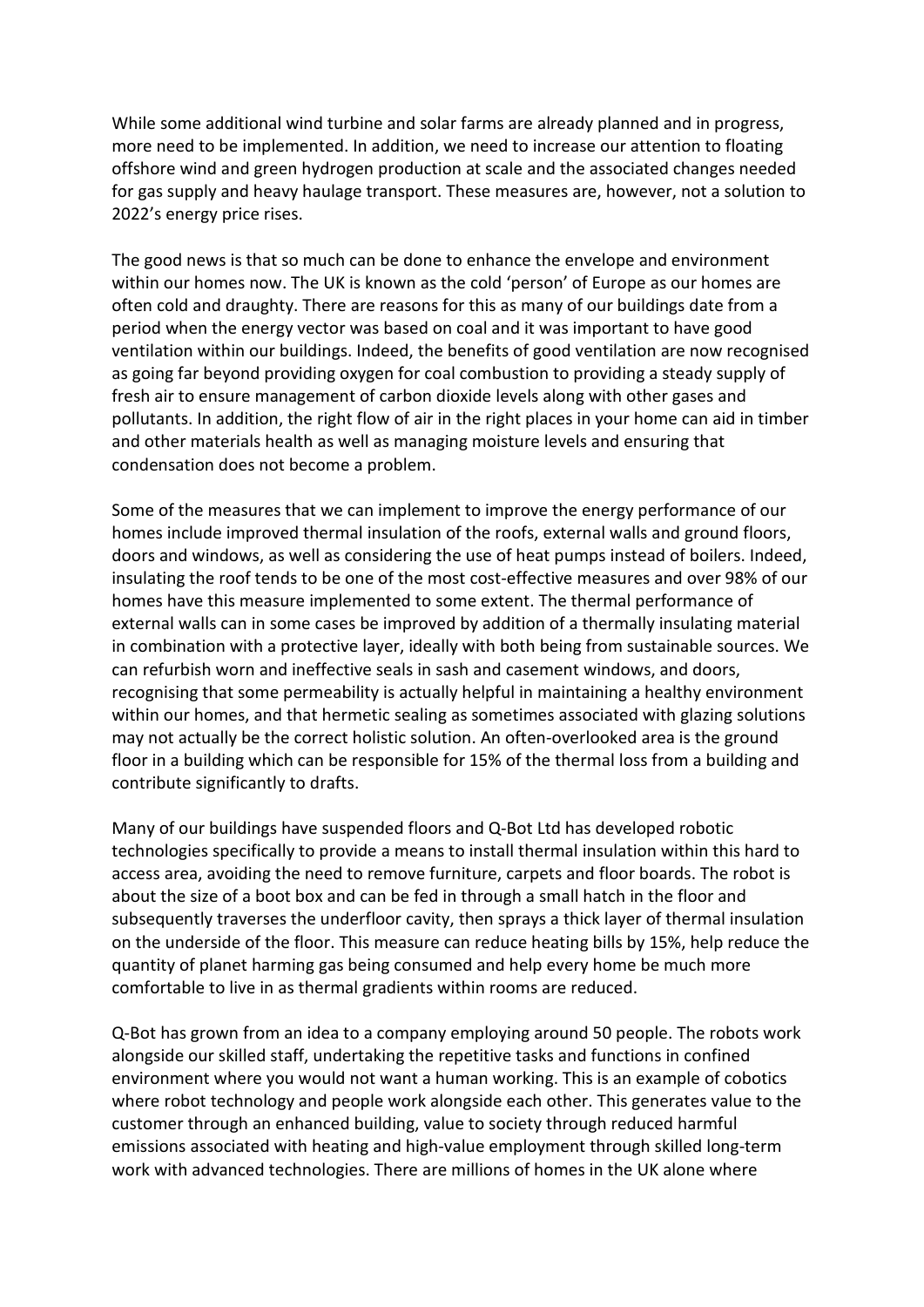While some additional wind turbine and solar farms are already planned and in progress, more need to be implemented. In addition, we need to increase our attention to floating offshore wind and green hydrogen production at scale and the associated changes needed for gas supply and heavy haulage transport. These measures are, however, not a solution to 2022's energy price rises.

The good news is that so much can be done to enhance the envelope and environment within our homes now. The UK is known as the cold 'person' of Europe as our homes are often cold and draughty. There are reasons for this as many of our buildings date from a period when the energy vector was based on coal and it was important to have good ventilation within our buildings. Indeed, the benefits of good ventilation are now recognised as going far beyond providing oxygen for coal combustion to providing a steady supply of fresh air to ensure management of carbon dioxide levels along with other gases and pollutants. In addition, the right flow of air in the right places in your home can aid in timber and other materials health as well as managing moisture levels and ensuring that condensation does not become a problem.

Some of the measures that we can implement to improve the energy performance of our homes include improved thermal insulation of the roofs, external walls and ground floors, doors and windows, as well as considering the use of heat pumps instead of boilers. Indeed, insulating the roof tends to be one of the most cost-effective measures and over 98% of our homes have this measure implemented to some extent. The thermal performance of external walls can in some cases be improved by addition of a thermally insulating material in combination with a protective layer, ideally with both being from sustainable sources. We can refurbish worn and ineffective seals in sash and casement windows, and doors, recognising that some permeability is actually helpful in maintaining a healthy environment within our homes, and that hermetic sealing as sometimes associated with glazing solutions may not actually be the correct holistic solution. An often-overlooked area is the ground floor in a building which can be responsible for 15% of the thermal loss from a building and contribute significantly to drafts.

Many of our buildings have suspended floors and Q-Bot Ltd has developed robotic technologies specifically to provide a means to install thermal insulation within this hard to access area, avoiding the need to remove furniture, carpets and floor boards. The robot is about the size of a boot box and can be fed in through a small hatch in the floor and subsequently traverses the underfloor cavity, then sprays a thick layer of thermal insulation on the underside of the floor. This measure can reduce heating bills by 15%, help reduce the quantity of planet harming gas being consumed and help every home be much more comfortable to live in as thermal gradients within rooms are reduced.

Q-Bot has grown from an idea to a company employing around 50 people. The robots work alongside our skilled staff, undertaking the repetitive tasks and functions in confined environment where you would not want a human working. This is an example of cobotics where robot technology and people work alongside each other. This generates value to the customer through an enhanced building, value to society through reduced harmful emissions associated with heating and high-value employment through skilled long-term work with advanced technologies. There are millions of homes in the UK alone where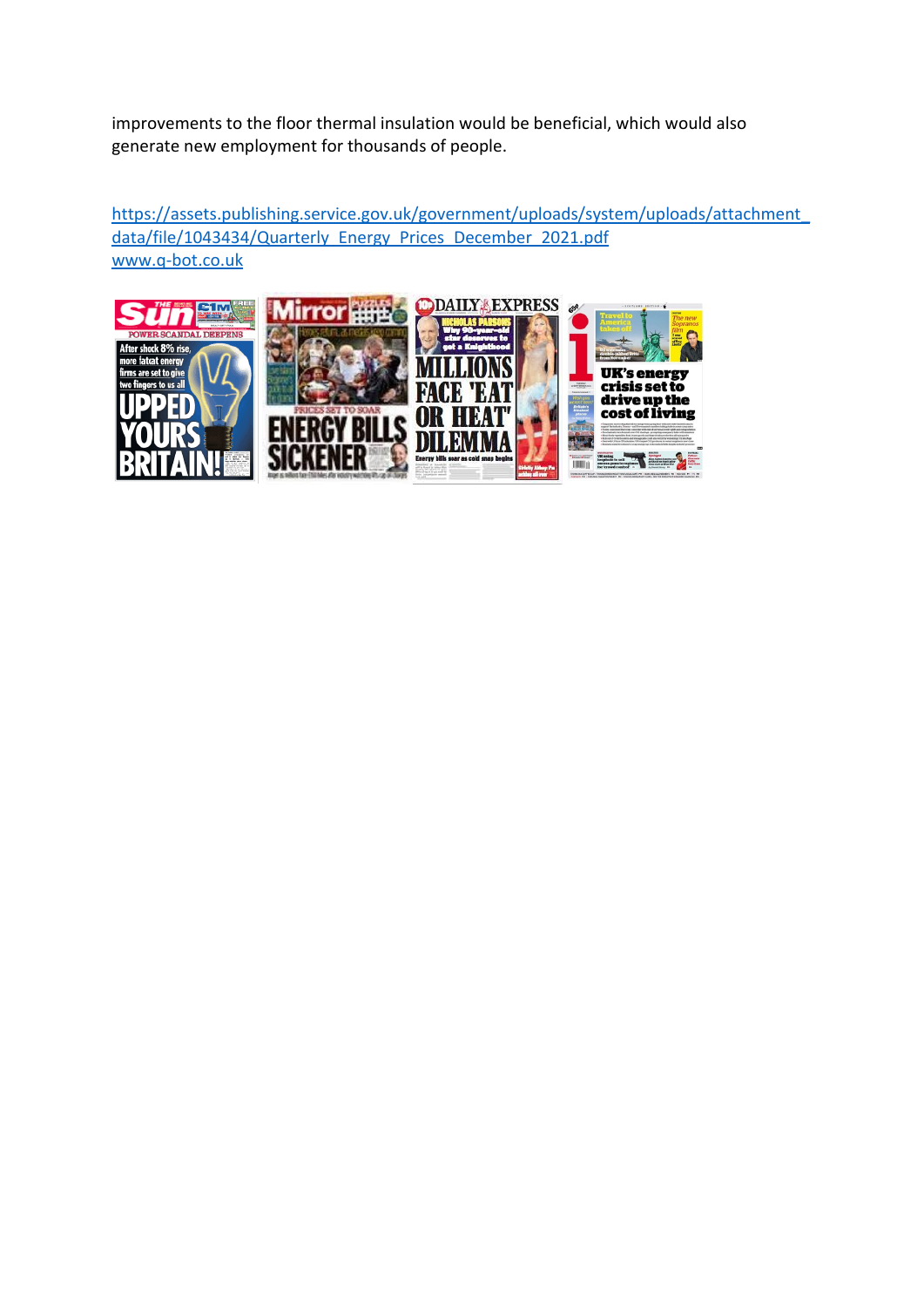improvements to the floor thermal insulation would be beneficial, which would also generate new employment for thousands of people.

https://assets.publishing.service.gov.uk/government/uploads/system/uploads/attachment_data/file/1043434/Quarterly_Energy_Prices_December_2021.pdf
www.q-bot.co.uk